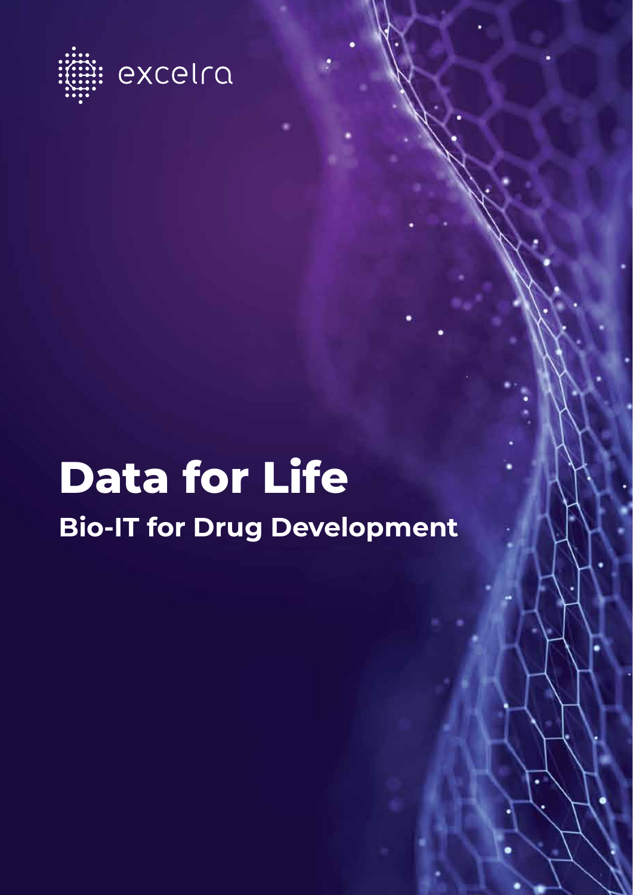excelra

# Data for Life

## Bio-IT for Drug Development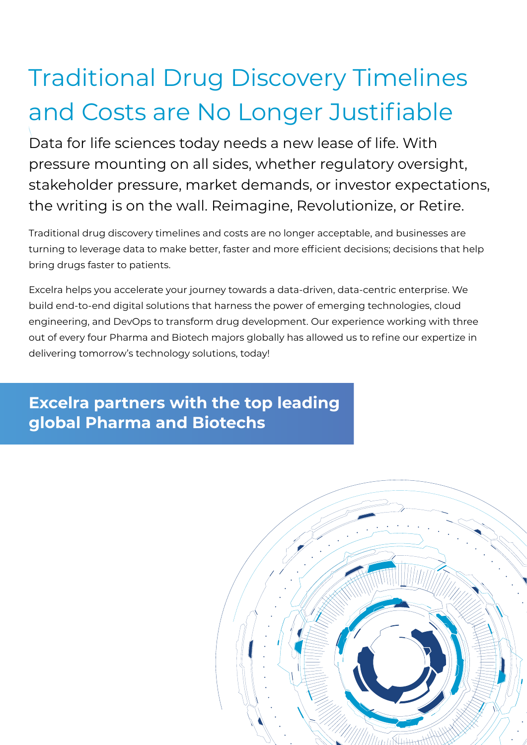# Traditional Drug Discovery Timelines and Costs are No Longer Justifiable

Data for life sciences today needs a new lease of life. With pressure mounting on all sides, whether regulatory oversight, stakeholder pressure, market demands, or investor expectations, the writing is on the wall. Reimagine, Revolutionize, or Retire.

Traditional drug discovery timelines and costs are no longer acceptable, and businesses are turning to leverage data to make better, faster and more efficient decisions; decisions that help bring drugs faster to patients.

Excelra helps you accelerate your journey towards a data-driven, data-centric enterprise. We build end-to-end digital solutions that harness the power of emerging technologies, cloud engineering, and DevOps to transform drug development. Our experience working with three out of every four Pharma and Biotech majors globally has allowed us to refine our expertize in delivering tomorrow's technology solutions, today!

## Excelra partners with the top leading global Pharma and Biotechs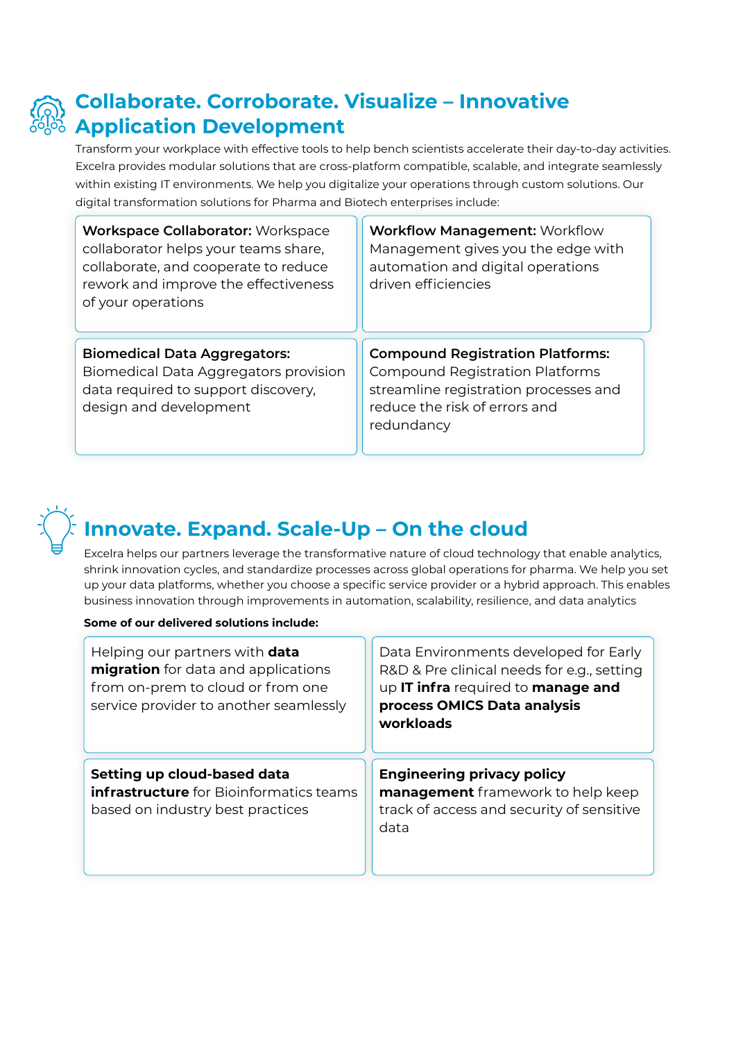## Collaborate. Corroborate. Visualize – Innovative Application Development

Transform your workplace with effective tools to help bench scientists accelerate their day-to-day activities. Excelra provides modular solutions that are cross-platform compatible, scalable, and integrate seamlessly within existing IT environments. We help you digitalize your operations through custom solutions. Our digital transformation solutions for Pharma and Biotech enterprises include:

**Workspace Collaborator:** Workspace collaborator helps your teams share, collaborate, and cooperate to reduce rework and improve the effectiveness of your operations

**Workflow Management:** Workflow Management gives you the edge with automation and digital operations driven efficiencies

**Biomedical Data Aggregators:** Biomedical Data Aggregators provision data required to support discovery, design and development

**Compound Registration Platforms:** Compound Registration Platforms streamline registration processes and reduce the risk of errors and redundancy

## Innovate. Expand. Scale-Up – On the cloud

Excelra helps our partners leverage the transformative nature of cloud technology that enable analytics, shrink innovation cycles, and standardize processes across global operations for pharma. We help you set up your data platforms, whether you choose a specific service provider or a hybrid approach. This enables business innovation through improvements in automation, scalability, resilience, and data analytics

**Some of our delivered solutions include:**

Helping our partners with **data migration** for data and applications from on-prem to cloud or from one service provider to another seamlessly

Data Environments developed for Early R&D & Pre clinical needs for e.g., setting up **IT infra** required to **manage and process OMICS Data analysis workloads**

**Setting up cloud-based data infrastructure** for Bioinformatics teams based on industry best practices

**Engineering privacy policy management** framework to help keep track of access and security of sensitive data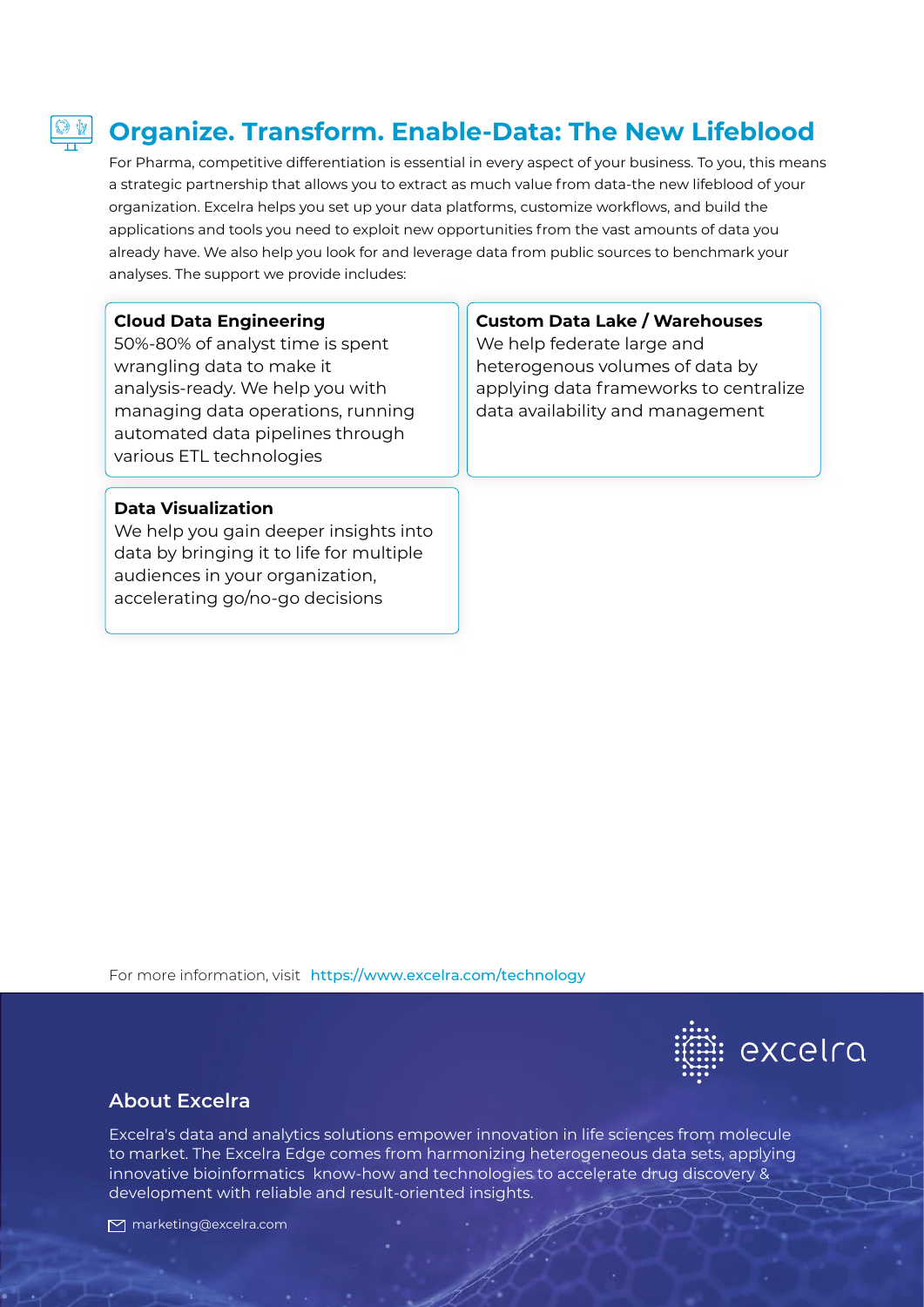## Organize. Transform. Enable-Data: The New Lifeblood

For Pharma, competitive differentiation is essential in every aspect of your business. To you, this means a strategic partnership that allows you to extract as much value from data-the new lifeblood of your organization. Excelra helps you set up your data platforms, customize workflows, and build the applications and tools you need to exploit new opportunities from the vast amounts of data you already have. We also help you look for and leverage data from public sources to benchmark your analyses. The support we provide includes:

**Cloud Data Engineering**
50%-80% of analyst time is spent wrangling data to make it analysis-ready. We help you with managing data operations, running automated data pipelines through various ETL technologies

**Custom Data Lake / Warehouses**
We help federate large and heterogenous volumes of data by applying data frameworks to centralize data availability and management

**Data Visualization**
We help you gain deeper insights into data by bringing it to life for multiple audiences in your organization, accelerating go/no-go decisions

For more information, visit https://www.excelra.com/technology

excelra

## About Excelra

Excelra's data and analytics solutions empower innovation in life sciences from molecule to market. The Excelra Edge comes from harmonizing heterogeneous data sets, applying innovative bioinformatics know-how and technologies to accelerate drug discovery & development with reliable and result-oriented insights.

marketing@excelra.com